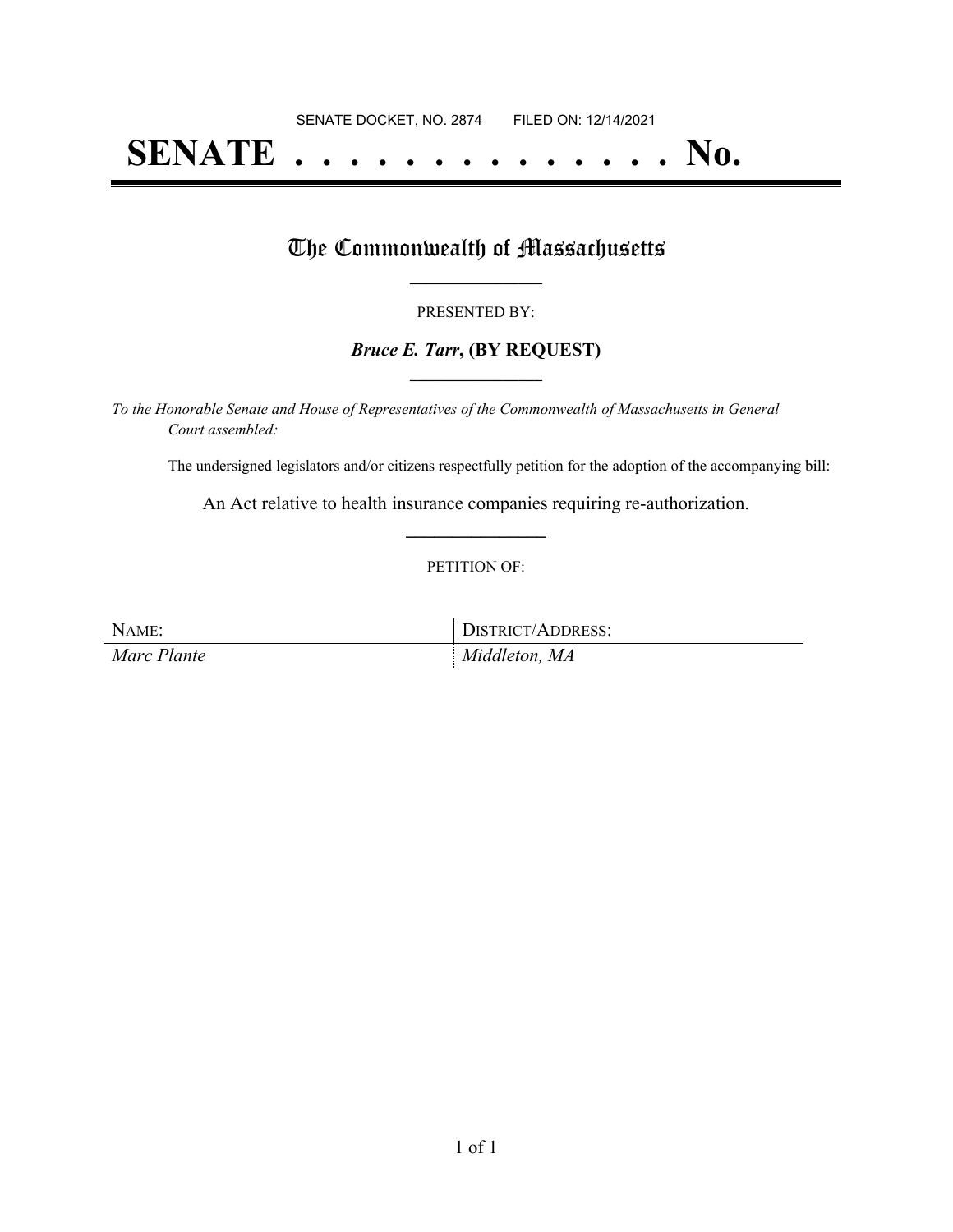SENATE DOCKET, NO. 2874 FILED ON: 12/14/2021

# SENATE . . . . . . . . . . . . . . No.

## The Commonwealth of Massachusetts

PRESENTED BY:

***Bruce E. Tarr*, (BY REQUEST)**

*To the Honorable Senate and House of Representatives of the Commonwealth of Massachusetts in General Court assembled:*

The undersigned legislators and/or citizens respectfully petition for the adoption of the accompanying bill:

An Act relative to health insurance companies requiring re-authorization.

PETITION OF:

| NAME: | DISTRICT/ADDRESS: |
| --- | --- |
| *Marc Plante* | *Middleton, MA* |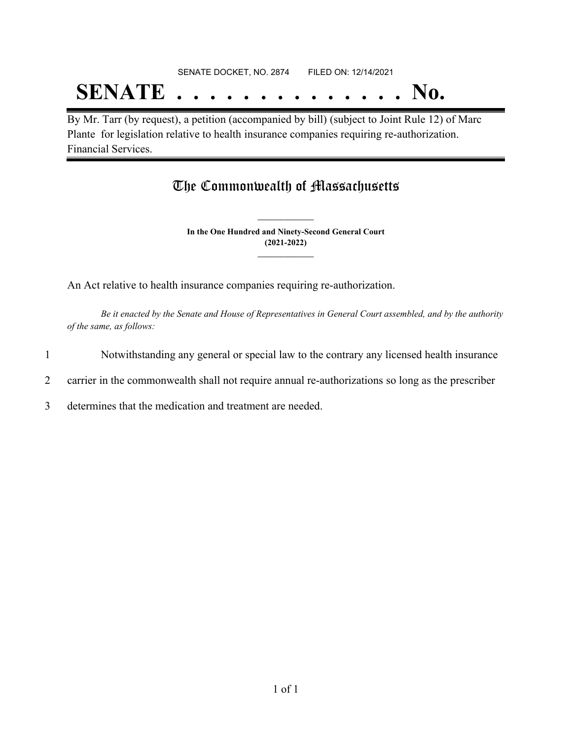SENATE DOCKET, NO. 2874 FILED ON: 12/14/2021

# SENATE . . . . . . . . . . . . . . No.

By Mr. Tarr (by request), a petition (accompanied by bill) (subject to Joint Rule 12) of Marc Plante for legislation relative to health insurance companies requiring re-authorization. Financial Services.

## The Commonwealth of Massachusetts

**In the One Hundred and Ninety-Second General Court**
**(2021-2022)**

An Act relative to health insurance companies requiring re-authorization.

*Be it enacted by the Senate and House of Representatives in General Court assembled, and by the authority of the same, as follows:*

1 Notwithstanding any general or special law to the contrary any licensed health insurance
2 carrier in the commonwealth shall not require annual re-authorizations so long as the prescriber
3 determines that the medication and treatment are needed.